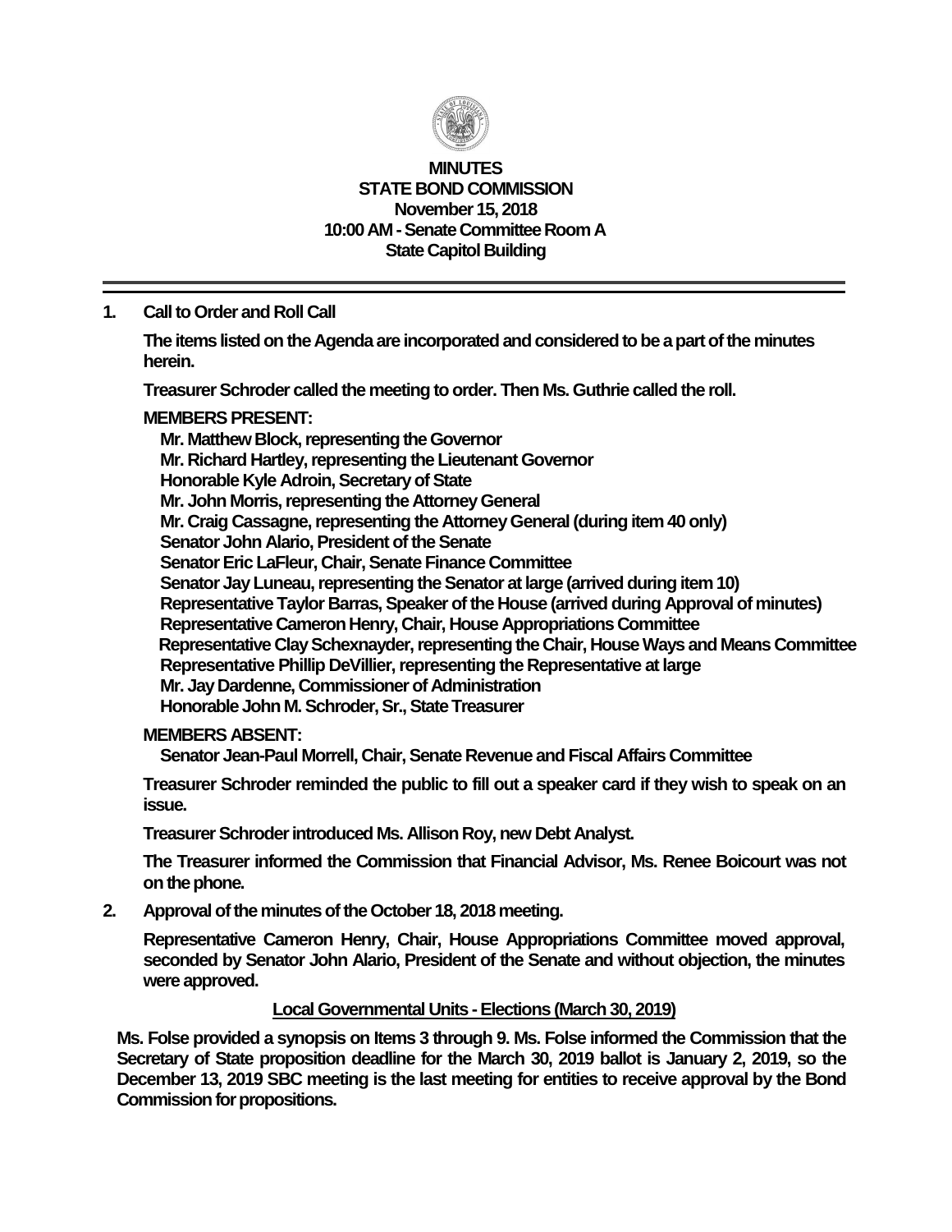# MINUTES
## STATE BOND COMMISSION
### November 15, 2018
### 10:00 AM - Senate Committee Room A
### State Capitol Building

---

**1. Call to Order and Roll Call**

**The items listed on the Agenda are incorporated and considered to be a part of the minutes herein.**

**Treasurer Schroder called the meeting to order. Then Ms. Guthrie called the roll.**

**MEMBERS PRESENT:**

**Mr. Matthew Block, representing the Governor**
**Mr. Richard Hartley, representing the Lieutenant Governor**
**Honorable Kyle Adroin, Secretary of State**
**Mr. John Morris, representing the Attorney General**
**Mr. Craig Cassagne, representing the Attorney General (during item 40 only)**
**Senator John Alario, President of the Senate**
**Senator Eric LaFleur, Chair, Senate Finance Committee**
**Senator Jay Luneau, representing the Senator at large (arrived during item 10)**
**Representative Taylor Barras, Speaker of the House (arrived during Approval of minutes)**
**Representative Cameron Henry, Chair, House Appropriations Committee**
**Representative Clay Schexnayder, representing the Chair, House Ways and Means Committee**
**Representative Phillip DeVillier, representing the Representative at large**
**Mr. Jay Dardenne, Commissioner of Administration**
**Honorable John M. Schroder, Sr., State Treasurer**

**MEMBERS ABSENT:**

**Senator Jean-Paul Morrell, Chair, Senate Revenue and Fiscal Affairs Committee**

**Treasurer Schroder reminded the public to fill out a speaker card if they wish to speak on an issue.**

**Treasurer Schroder introduced Ms. Allison Roy, new Debt Analyst.**

**The Treasurer informed the Commission that Financial Advisor, Ms. Renee Boicourt was not on the phone.**

**2. Approval of the minutes of the October 18, 2018 meeting.**

**Representative Cameron Henry, Chair, House Appropriations Committee moved approval, seconded by Senator John Alario, President of the Senate and without objection, the minutes were approved.**

**Local Governmental Units - Elections (March 30, 2019)**

**Ms. Folse provided a synopsis on Items 3 through 9. Ms. Folse informed the Commission that the Secretary of State proposition deadline for the March 30, 2019 ballot is January 2, 2019, so the December 13, 2019 SBC meeting is the last meeting for entities to receive approval by the Bond Commission for propositions.**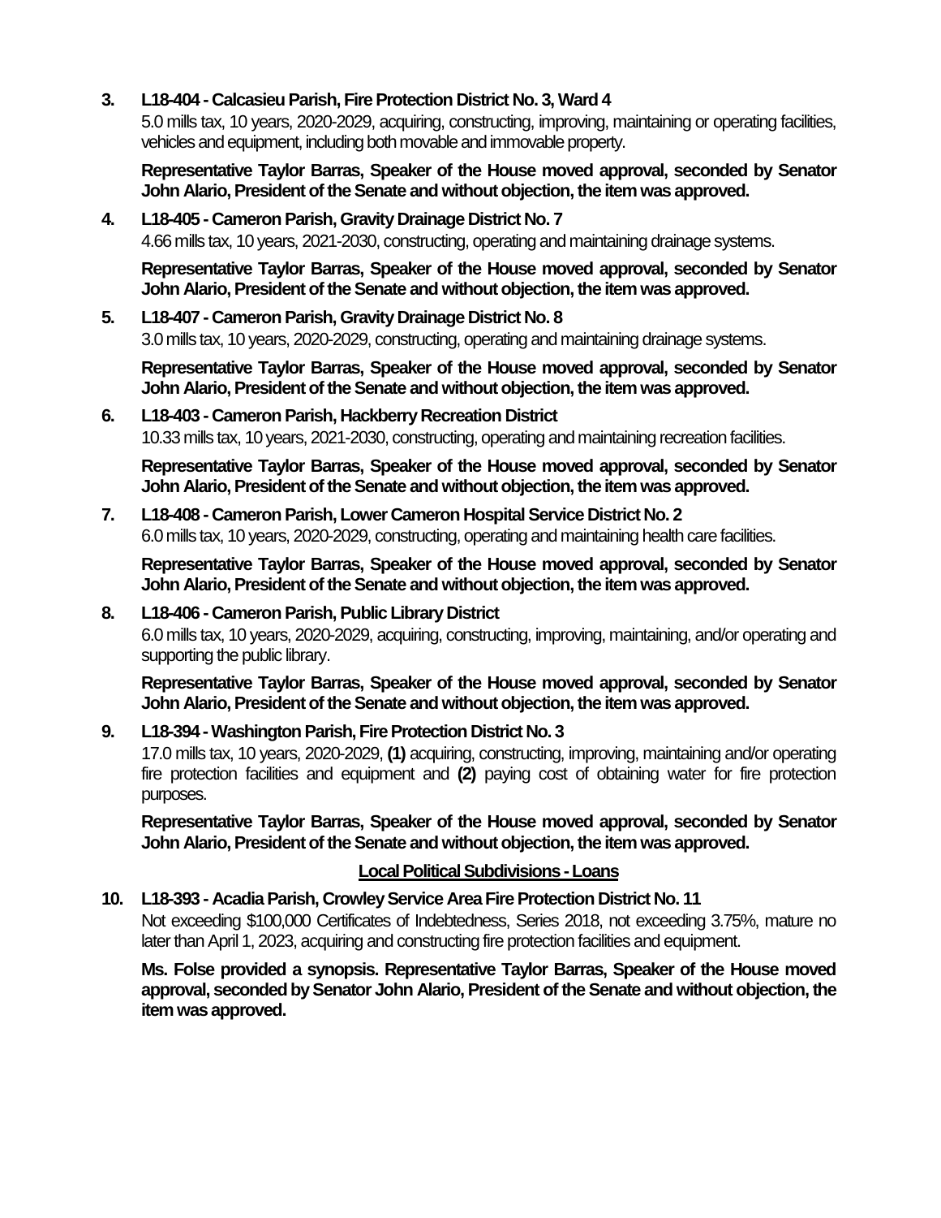3. **L18-404 - Calcasieu Parish, Fire Protection District No. 3, Ward 4**
   5.0 mills tax, 10 years, 2020-2029, acquiring, constructing, improving, maintaining or operating facilities, vehicles and equipment, including both movable and immovable property.

   **Representative Taylor Barras, Speaker of the House moved approval, seconded by Senator John Alario, President of the Senate and without objection, the item was approved.**

4. **L18-405 - Cameron Parish, Gravity Drainage District No. 7**
   4.66 mills tax, 10 years, 2021-2030, constructing, operating and maintaining drainage systems.

   **Representative Taylor Barras, Speaker of the House moved approval, seconded by Senator John Alario, President of the Senate and without objection, the item was approved.**

5. **L18-407 - Cameron Parish, Gravity Drainage District No. 8**
   3.0 mills tax, 10 years, 2020-2029, constructing, operating and maintaining drainage systems.

   **Representative Taylor Barras, Speaker of the House moved approval, seconded by Senator John Alario, President of the Senate and without objection, the item was approved.**

6. **L18-403 - Cameron Parish, Hackberry Recreation District**
   10.33 mills tax, 10 years, 2021-2030, constructing, operating and maintaining recreation facilities.

   **Representative Taylor Barras, Speaker of the House moved approval, seconded by Senator John Alario, President of the Senate and without objection, the item was approved.**

7. **L18-408 - Cameron Parish, Lower Cameron Hospital Service District No. 2**
   6.0 mills tax, 10 years, 2020-2029, constructing, operating and maintaining health care facilities.

   **Representative Taylor Barras, Speaker of the House moved approval, seconded by Senator John Alario, President of the Senate and without objection, the item was approved.**

8. **L18-406 - Cameron Parish, Public Library District**
   6.0 mills tax, 10 years, 2020-2029, acquiring, constructing, improving, maintaining, and/or operating and supporting the public library.

   **Representative Taylor Barras, Speaker of the House moved approval, seconded by Senator John Alario, President of the Senate and without objection, the item was approved.**

9. **L18-394 - Washington Parish, Fire Protection District No. 3**
   17.0 mills tax, 10 years, 2020-2029, **(1)** acquiring, constructing, improving, maintaining and/or operating fire protection facilities and equipment and **(2)** paying cost of obtaining water for fire protection purposes.

   **Representative Taylor Barras, Speaker of the House moved approval, seconded by Senator John Alario, President of the Senate and without objection, the item was approved.**

**<u>Local Political Subdivisions - Loans</u>**

10. **L18-393 - Acadia Parish, Crowley Service Area Fire Protection District No. 11**
    Not exceeding $100,000 Certificates of Indebtedness, Series 2018, not exceeding 3.75%, mature no later than April 1, 2023, acquiring and constructing fire protection facilities and equipment.

    **Ms. Folse provided a synopsis. Representative Taylor Barras, Speaker of the House moved approval, seconded by Senator John Alario, President of the Senate and without objection, the item was approved.**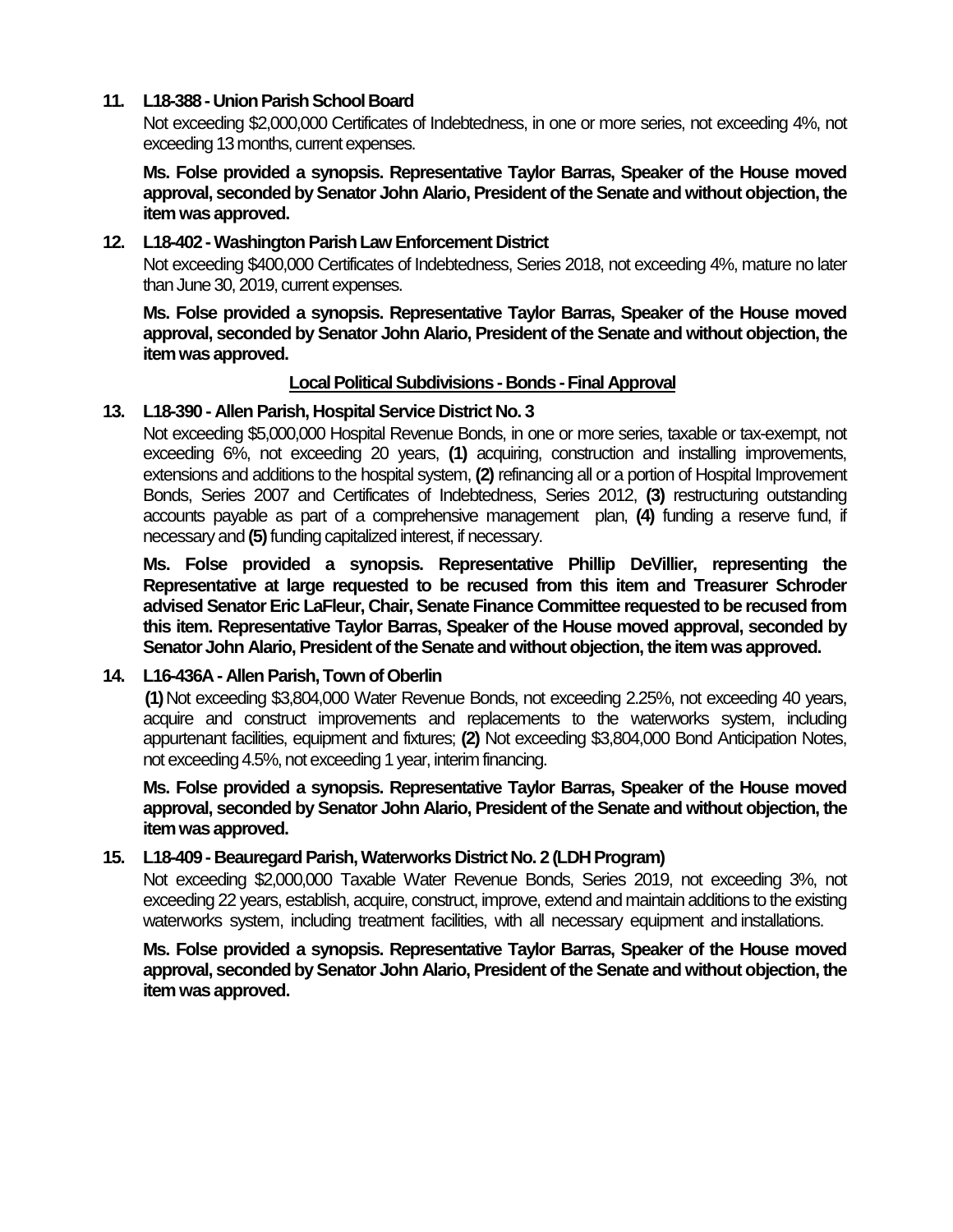**11. L18-388 - Union Parish School Board**

Not exceeding $2,000,000 Certificates of Indebtedness, in one or more series, not exceeding 4%, not exceeding 13 months, current expenses.

**Ms. Folse provided a synopsis. Representative Taylor Barras, Speaker of the House moved approval, seconded by Senator John Alario, President of the Senate and without objection, the item was approved.**

**12. L18-402 - Washington Parish Law Enforcement District**

Not exceeding $400,000 Certificates of Indebtedness, Series 2018, not exceeding 4%, mature no later than June 30, 2019, current expenses.

**Ms. Folse provided a synopsis. Representative Taylor Barras, Speaker of the House moved approval, seconded by Senator John Alario, President of the Senate and without objection, the item was approved.**

**Local Political Subdivisions - Bonds - Final Approval**

**13. L18-390 - Allen Parish, Hospital Service District No. 3**

Not exceeding $5,000,000 Hospital Revenue Bonds, in one or more series, taxable or tax-exempt, not exceeding 6%, not exceeding 20 years, **(1)** acquiring, construction and installing improvements, extensions and additions to the hospital system, **(2)** refinancing all or a portion of Hospital Improvement Bonds, Series 2007 and Certificates of Indebtedness, Series 2012, **(3)** restructuring outstanding accounts payable as part of a comprehensive management plan, **(4)** funding a reserve fund, if necessary and **(5)** funding capitalized interest, if necessary.

**Ms. Folse provided a synopsis. Representative Phillip DeVillier, representing the Representative at large requested to be recused from this item and Treasurer Schroder advised Senator Eric LaFleur, Chair, Senate Finance Committee requested to be recused from this item. Representative Taylor Barras, Speaker of the House moved approval, seconded by Senator John Alario, President of the Senate and without objection, the item was approved.**

**14. L16-436A - Allen Parish, Town of Oberlin**

**(1)** Not exceeding $3,804,000 Water Revenue Bonds, not exceeding 2.25%, not exceeding 40 years, acquire and construct improvements and replacements to the waterworks system, including appurtenant facilities, equipment and fixtures; **(2)** Not exceeding $3,804,000 Bond Anticipation Notes, not exceeding 4.5%, not exceeding 1 year, interim financing.

**Ms. Folse provided a synopsis. Representative Taylor Barras, Speaker of the House moved approval, seconded by Senator John Alario, President of the Senate and without objection, the item was approved.**

**15. L18-409 - Beauregard Parish, Waterworks District No. 2 (LDH Program)**

Not exceeding $2,000,000 Taxable Water Revenue Bonds, Series 2019, not exceeding 3%, not exceeding 22 years, establish, acquire, construct, improve, extend and maintain additions to the existing waterworks system, including treatment facilities, with all necessary equipment and installations.

**Ms. Folse provided a synopsis. Representative Taylor Barras, Speaker of the House moved approval, seconded by Senator John Alario, President of the Senate and without objection, the item was approved.**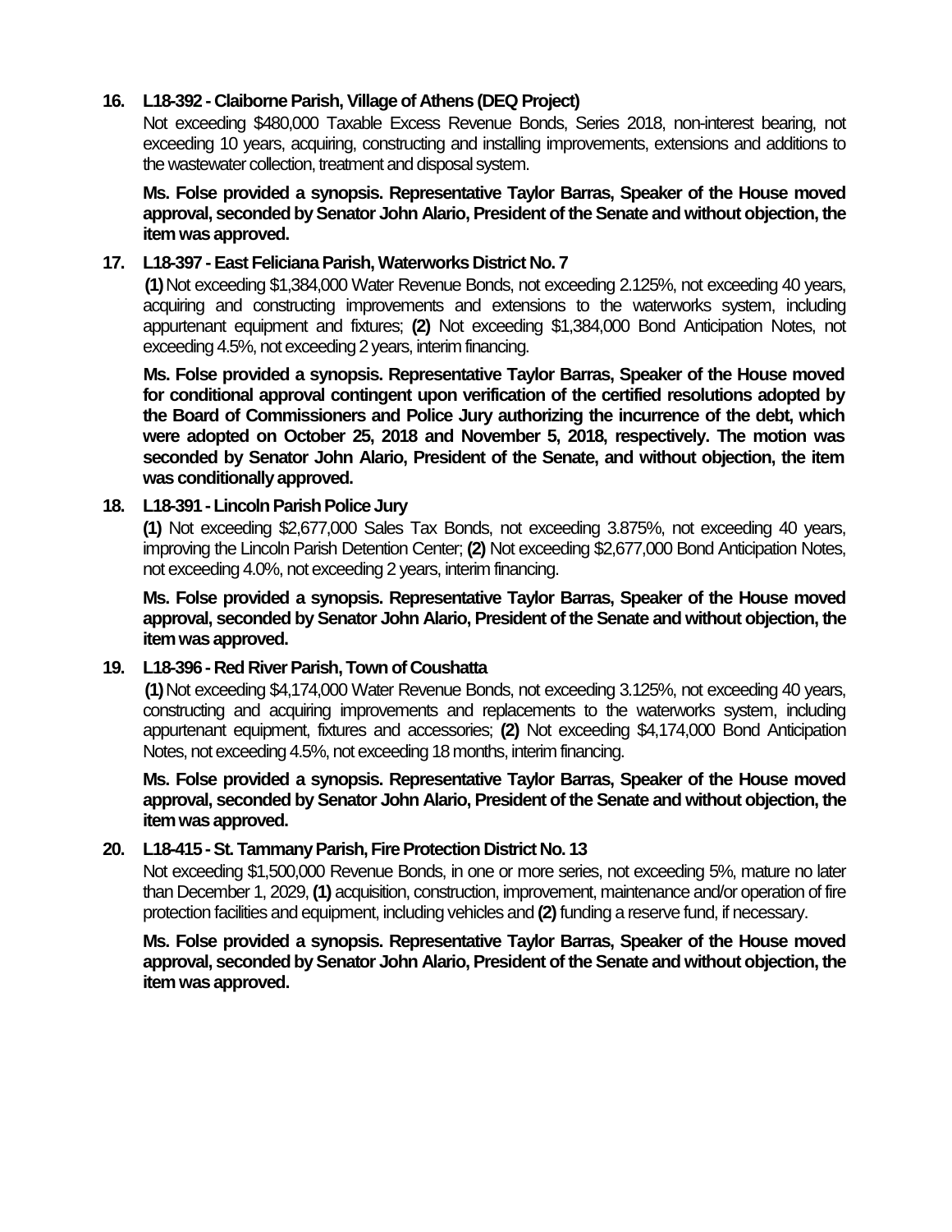16. **L18-392 - Claiborne Parish, Village of Athens (DEQ Project)**

    Not exceeding $480,000 Taxable Excess Revenue Bonds, Series 2018, non-interest bearing, not exceeding 10 years, acquiring, constructing and installing improvements, extensions and additions to the wastewater collection, treatment and disposal system.

    **Ms. Folse provided a synopsis. Representative Taylor Barras, Speaker of the House moved approval, seconded by Senator John Alario, President of the Senate and without objection, the item was approved.**

17. **L18-397 - East Feliciana Parish, Waterworks District No. 7**

    **(1)** Not exceeding $1,384,000 Water Revenue Bonds, not exceeding 2.125%, not exceeding 40 years, acquiring and constructing improvements and extensions to the waterworks system, including appurtenant equipment and fixtures; **(2)** Not exceeding $1,384,000 Bond Anticipation Notes, not exceeding 4.5%, not exceeding 2 years, interim financing.

    **Ms. Folse provided a synopsis. Representative Taylor Barras, Speaker of the House moved for conditional approval contingent upon verification of the certified resolutions adopted by the Board of Commissioners and Police Jury authorizing the incurrence of the debt, which were adopted on October 25, 2018 and November 5, 2018, respectively. The motion was seconded by Senator John Alario, President of the Senate, and without objection, the item was conditionally approved.**

18. **L18-391 - Lincoln Parish Police Jury**

    **(1)** Not exceeding $2,677,000 Sales Tax Bonds, not exceeding 3.875%, not exceeding 40 years, improving the Lincoln Parish Detention Center; **(2)** Not exceeding $2,677,000 Bond Anticipation Notes, not exceeding 4.0%, not exceeding 2 years, interim financing.

    **Ms. Folse provided a synopsis. Representative Taylor Barras, Speaker of the House moved approval, seconded by Senator John Alario, President of the Senate and without objection, the item was approved.**

19. **L18-396 - Red River Parish, Town of Coushatta**

    **(1)** Not exceeding $4,174,000 Water Revenue Bonds, not exceeding 3.125%, not exceeding 40 years, constructing and acquiring improvements and replacements to the waterworks system, including appurtenant equipment, fixtures and accessories; **(2)** Not exceeding $4,174,000 Bond Anticipation Notes, not exceeding 4.5%, not exceeding 18 months, interim financing.

    **Ms. Folse provided a synopsis. Representative Taylor Barras, Speaker of the House moved approval, seconded by Senator John Alario, President of the Senate and without objection, the item was approved.**

20. **L18-415 - St. Tammany Parish, Fire Protection District No. 13**

    Not exceeding $1,500,000 Revenue Bonds, in one or more series, not exceeding 5%, mature no later than December 1, 2029, **(1)** acquisition, construction, improvement, maintenance and/or operation of fire protection facilities and equipment, including vehicles and **(2)** funding a reserve fund, if necessary.

    **Ms. Folse provided a synopsis. Representative Taylor Barras, Speaker of the House moved approval, seconded by Senator John Alario, President of the Senate and without objection, the item was approved.**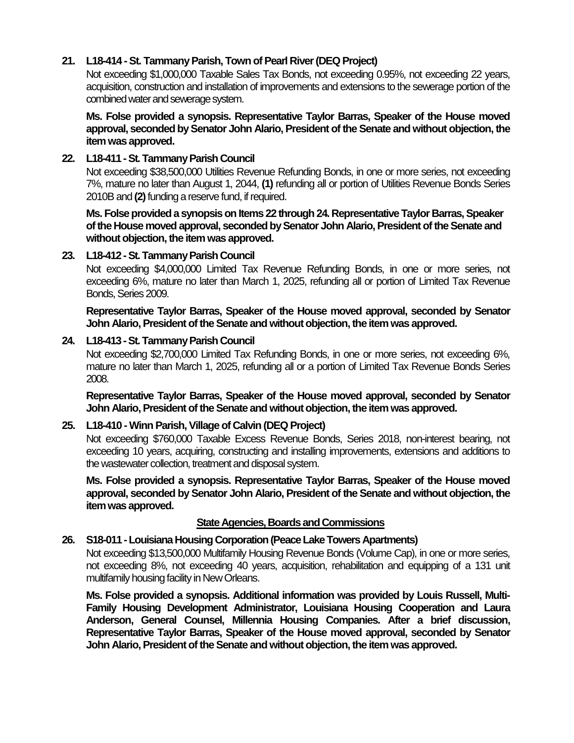**21. L18-414 - St. Tammany Parish, Town of Pearl River (DEQ Project)**

Not exceeding $1,000,000 Taxable Sales Tax Bonds, not exceeding 0.95%, not exceeding 22 years, acquisition, construction and installation of improvements and extensions to the sewerage portion of the combined water and sewerage system.

**Ms. Folse provided a synopsis. Representative Taylor Barras, Speaker of the House moved approval, seconded by Senator John Alario, President of the Senate and without objection, the item was approved.**

**22. L18-411 - St. Tammany Parish Council**

Not exceeding $38,500,000 Utilities Revenue Refunding Bonds, in one or more series, not exceeding 7%, mature no later than August 1, 2044, **(1)** refunding all or portion of Utilities Revenue Bonds Series 2010B and **(2)** funding a reserve fund, if required.

**Ms. Folse provided a synopsis on Items 22 through 24. Representative Taylor Barras, Speaker of the House moved approval, seconded by Senator John Alario, President of the Senate and without objection, the item was approved.**

**23. L18-412 - St. Tammany Parish Council**

Not exceeding $4,000,000 Limited Tax Revenue Refunding Bonds, in one or more series, not exceeding 6%, mature no later than March 1, 2025, refunding all or portion of Limited Tax Revenue Bonds, Series 2009.

**Representative Taylor Barras, Speaker of the House moved approval, seconded by Senator John Alario, President of the Senate and without objection, the item was approved.**

**24. L18-413 - St. Tammany Parish Council**

Not exceeding $2,700,000 Limited Tax Refunding Bonds, in one or more series, not exceeding 6%, mature no later than March 1, 2025, refunding all or a portion of Limited Tax Revenue Bonds Series 2008.

**Representative Taylor Barras, Speaker of the House moved approval, seconded by Senator John Alario, President of the Senate and without objection, the item was approved.**

**25. L18-410 - Winn Parish, Village of Calvin (DEQ Project)**

Not exceeding $760,000 Taxable Excess Revenue Bonds, Series 2018, non-interest bearing, not exceeding 10 years, acquiring, constructing and installing improvements, extensions and additions to the wastewater collection, treatment and disposal system.

**Ms. Folse provided a synopsis. Representative Taylor Barras, Speaker of the House moved approval, seconded by Senator John Alario, President of the Senate and without objection, the item was approved.**

## State Agencies, Boards and Commissions

**26. S18-011 - Louisiana Housing Corporation (Peace Lake Towers Apartments)**

Not exceeding $13,500,000 Multifamily Housing Revenue Bonds (Volume Cap), in one or more series, not exceeding 8%, not exceeding 40 years, acquisition, rehabilitation and equipping of a 131 unit multifamily housing facility in New Orleans.

**Ms. Folse provided a synopsis. Additional information was provided by Louis Russell, Multi-Family Housing Development Administrator, Louisiana Housing Cooperation and Laura Anderson, General Counsel, Millennia Housing Companies. After a brief discussion, Representative Taylor Barras, Speaker of the House moved approval, seconded by Senator John Alario, President of the Senate and without objection, the item was approved.**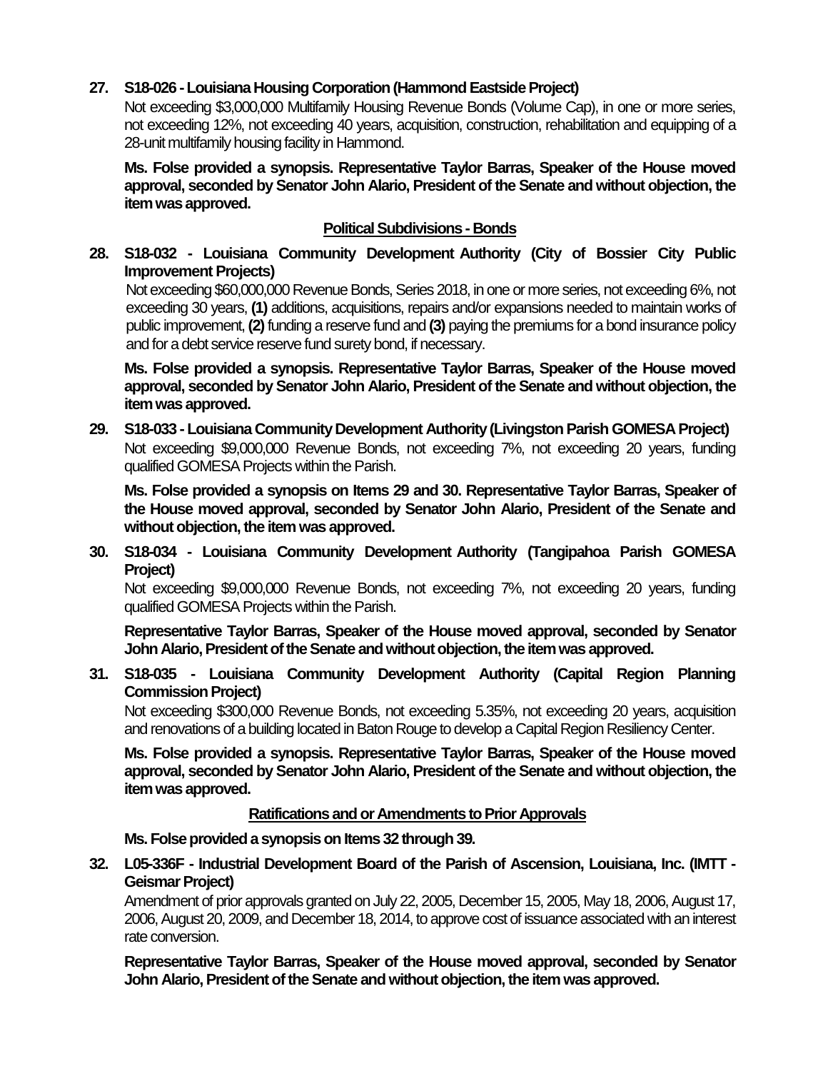**27. S18-026 - Louisiana Housing Corporation (Hammond Eastside Project)**

Not exceeding $3,000,000 Multifamily Housing Revenue Bonds (Volume Cap), in one or more series, not exceeding 12%, not exceeding 40 years, acquisition, construction, rehabilitation and equipping of a 28-unit multifamily housing facility in Hammond.

**Ms. Folse provided a synopsis. Representative Taylor Barras, Speaker of the House moved approval, seconded by Senator John Alario, President of the Senate and without objection, the item was approved.**

## Political Subdivisions - Bonds

**28. S18-032 - Louisiana Community Development Authority (City of Bossier City Public Improvement Projects)**

Not exceeding $60,000,000 Revenue Bonds, Series 2018, in one or more series, not exceeding 6%, not exceeding 30 years, **(1)** additions, acquisitions, repairs and/or expansions needed to maintain works of public improvement, **(2)** funding a reserve fund and **(3)** paying the premiums for a bond insurance policy and for a debt service reserve fund surety bond, if necessary.

**Ms. Folse provided a synopsis. Representative Taylor Barras, Speaker of the House moved approval, seconded by Senator John Alario, President of the Senate and without objection, the item was approved.**

**29. S18-033 - Louisiana Community Development Authority (Livingston Parish GOMESA Project)**

Not exceeding $9,000,000 Revenue Bonds, not exceeding 7%, not exceeding 20 years, funding qualified GOMESA Projects within the Parish.

**Ms. Folse provided a synopsis on Items 29 and 30. Representative Taylor Barras, Speaker of the House moved approval, seconded by Senator John Alario, President of the Senate and without objection, the item was approved.**

**30. S18-034 - Louisiana Community Development Authority (Tangipahoa Parish GOMESA Project)**

Not exceeding $9,000,000 Revenue Bonds, not exceeding 7%, not exceeding 20 years, funding qualified GOMESA Projects within the Parish.

**Representative Taylor Barras, Speaker of the House moved approval, seconded by Senator John Alario, President of the Senate and without objection, the item was approved.**

**31. S18-035 - Louisiana Community Development Authority (Capital Region Planning Commission Project)**

Not exceeding $300,000 Revenue Bonds, not exceeding 5.35%, not exceeding 20 years, acquisition and renovations of a building located in Baton Rouge to develop a Capital Region Resiliency Center.

**Ms. Folse provided a synopsis. Representative Taylor Barras, Speaker of the House moved approval, seconded by Senator John Alario, President of the Senate and without objection, the item was approved.**

## Ratifications and or Amendments to Prior Approvals

**Ms. Folse provided a synopsis on Items 32 through 39.**

**32. L05-336F - Industrial Development Board of the Parish of Ascension, Louisiana, Inc. (IMTT - Geismar Project)**

Amendment of prior approvals granted on July 22, 2005, December 15, 2005, May 18, 2006, August 17, 2006, August 20, 2009, and December 18, 2014, to approve cost of issuance associated with an interest rate conversion.

**Representative Taylor Barras, Speaker of the House moved approval, seconded by Senator John Alario, President of the Senate and without objection, the item was approved.**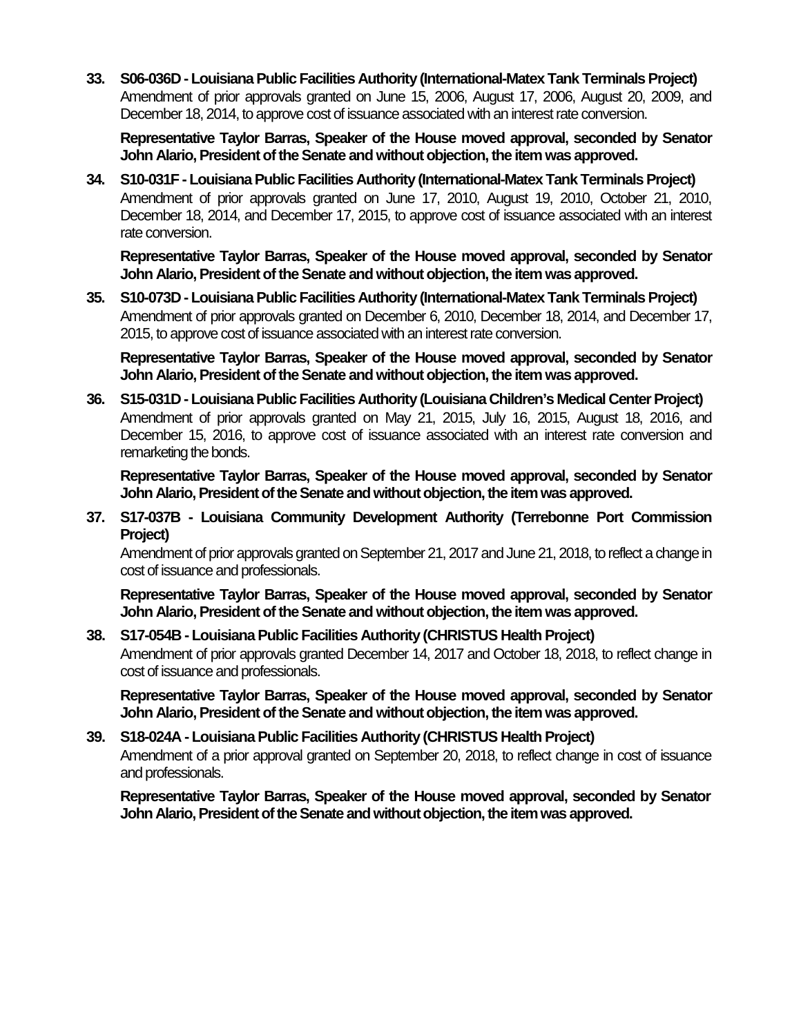33. **S06-036D - Louisiana Public Facilities Authority (International-Matex Tank Terminals Project)**
    Amendment of prior approvals granted on June 15, 2006, August 17, 2006, August 20, 2009, and December 18, 2014, to approve cost of issuance associated with an interest rate conversion.

    **Representative Taylor Barras, Speaker of the House moved approval, seconded by Senator John Alario, President of the Senate and without objection, the item was approved.**

34. **S10-031F - Louisiana Public Facilities Authority (International-Matex Tank Terminals Project)**
    Amendment of prior approvals granted on June 17, 2010, August 19, 2010, October 21, 2010, December 18, 2014, and December 17, 2015, to approve cost of issuance associated with an interest rate conversion.

    **Representative Taylor Barras, Speaker of the House moved approval, seconded by Senator John Alario, President of the Senate and without objection, the item was approved.**

35. **S10-073D - Louisiana Public Facilities Authority (International-Matex Tank Terminals Project)**
    Amendment of prior approvals granted on December 6, 2010, December 18, 2014, and December 17, 2015, to approve cost of issuance associated with an interest rate conversion.

    **Representative Taylor Barras, Speaker of the House moved approval, seconded by Senator John Alario, President of the Senate and without objection, the item was approved.**

36. **S15-031D - Louisiana Public Facilities Authority (Louisiana Children's Medical Center Project)**
    Amendment of prior approvals granted on May 21, 2015, July 16, 2015, August 18, 2016, and December 15, 2016, to approve cost of issuance associated with an interest rate conversion and remarketing the bonds.

    **Representative Taylor Barras, Speaker of the House moved approval, seconded by Senator John Alario, President of the Senate and without objection, the item was approved.**

37. **S17-037B - Louisiana Community Development Authority (Terrebonne Port Commission Project)**
    Amendment of prior approvals granted on September 21, 2017 and June 21, 2018, to reflect a change in cost of issuance and professionals.

    **Representative Taylor Barras, Speaker of the House moved approval, seconded by Senator John Alario, President of the Senate and without objection, the item was approved.**

38. **S17-054B - Louisiana Public Facilities Authority (CHRISTUS Health Project)**
    Amendment of prior approvals granted December 14, 2017 and October 18, 2018, to reflect change in cost of issuance and professionals.

    **Representative Taylor Barras, Speaker of the House moved approval, seconded by Senator John Alario, President of the Senate and without objection, the item was approved.**

39. **S18-024A - Louisiana Public Facilities Authority (CHRISTUS Health Project)**
    Amendment of a prior approval granted on September 20, 2018, to reflect change in cost of issuance and professionals.

    **Representative Taylor Barras, Speaker of the House moved approval, seconded by Senator John Alario, President of the Senate and without objection, the item was approved.**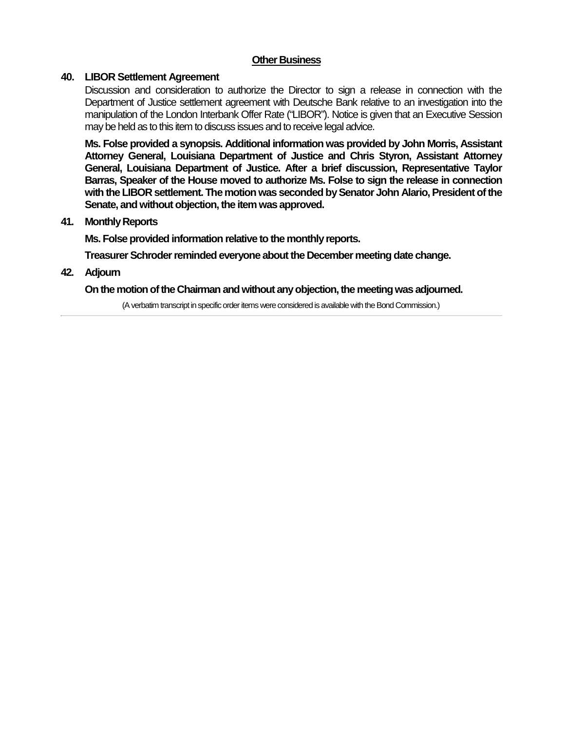## Other Business

**40. LIBOR Settlement Agreement**

Discussion and consideration to authorize the Director to sign a release in connection with the Department of Justice settlement agreement with Deutsche Bank relative to an investigation into the manipulation of the London Interbank Offer Rate ("LIBOR"). Notice is given that an Executive Session may be held as to this item to discuss issues and to receive legal advice.

**Ms. Folse provided a synopsis. Additional information was provided by John Morris, Assistant Attorney General, Louisiana Department of Justice and Chris Styron, Assistant Attorney General, Louisiana Department of Justice. After a brief discussion, Representative Taylor Barras, Speaker of the House moved to authorize Ms. Folse to sign the release in connection with the LIBOR settlement. The motion was seconded by Senator John Alario, President of the Senate, and without objection, the item was approved.**

**41. Monthly Reports**

**Ms. Folse provided information relative to the monthly reports.**

**Treasurer Schroder reminded everyone about the December meeting date change.**

**42. Adjourn**

**On the motion of the Chairman and without any objection, the meeting was adjourned.**

(A verbatim transcript in specific order items were considered is available with the Bond Commission.)